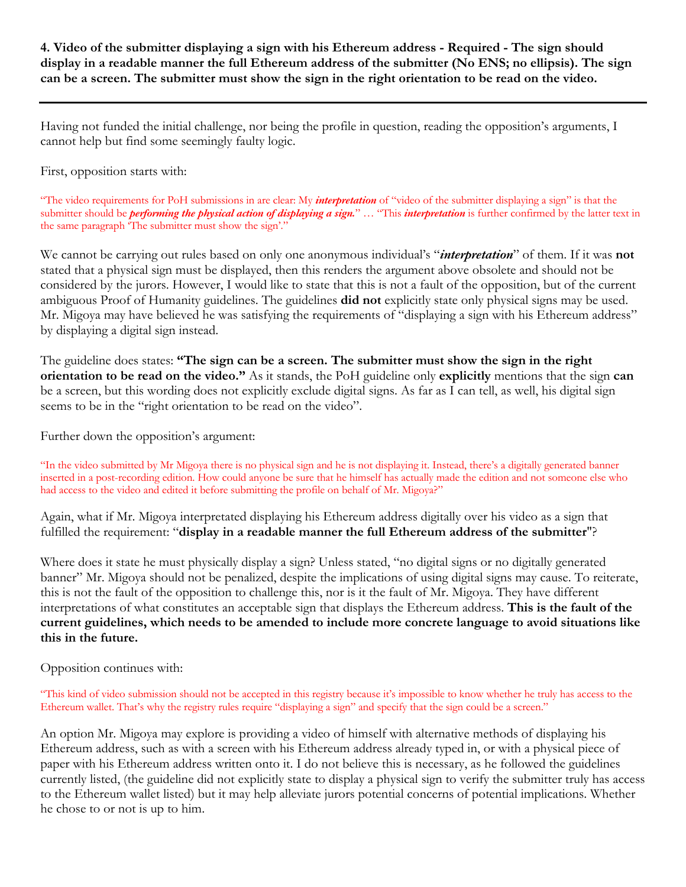**4. Video of the submitter displaying a sign with his Ethereum address - Required - The sign should display in a readable manner the full Ethereum address of the submitter (No ENS; no ellipsis). The sign can be a screen. The submitter must show the sign in the right orientation to be read on the video.**

---

Having not funded the initial challenge, nor being the profile in question, reading the opposition's arguments, I cannot help but find some seemingly faulty logic.

First, opposition starts with:

"The video requirements for PoH submissions in are clear: My ***interpretation*** of "video of the submitter displaying a sign" is that the submitter should be ***performing the physical action of displaying a sign.***" … "This ***interpretation*** is further confirmed by the latter text in the same paragraph 'The submitter must show the sign'."

We cannot be carrying out rules based on only one anonymous individual's "***interpretation***" of them. If it was **not** stated that a physical sign must be displayed, then this renders the argument above obsolete and should not be considered by the jurors. However, I would like to state that this is not a fault of the opposition, but of the current ambiguous Proof of Humanity guidelines. The guidelines **did not** explicitly state only physical signs may be used. Mr. Migoya may have believed he was satisfying the requirements of "displaying a sign with his Ethereum address" by displaying a digital sign instead.

The guideline does states: **"The sign can be a screen. The submitter must show the sign in the right orientation to be read on the video."** As it stands, the PoH guideline only **explicitly** mentions that the sign **can** be a screen, but this wording does not explicitly exclude digital signs. As far as I can tell, as well, his digital sign seems to be in the "right orientation to be read on the video".

Further down the opposition's argument:

"In the video submitted by Mr Migoya there is no physical sign and he is not displaying it. Instead, there's a digitally generated banner inserted in a post-recording edition. How could anyone be sure that he himself has actually made the edition and not someone else who had access to the video and edited it before submitting the profile on behalf of Mr. Migoya?"

Again, what if Mr. Migoya interpretated displaying his Ethereum address digitally over his video as a sign that fulfilled the requirement: "**display in a readable manner the full Ethereum address of the submitter**"?

Where does it state he must physically display a sign? Unless stated, "no digital signs or no digitally generated banner" Mr. Migoya should not be penalized, despite the implications of using digital signs may cause. To reiterate, this is not the fault of the opposition to challenge this, nor is it the fault of Mr. Migoya. They have different interpretations of what constitutes an acceptable sign that displays the Ethereum address. **This is the fault of the current guidelines, which needs to be amended to include more concrete language to avoid situations like this in the future.**

Opposition continues with:

"This kind of video submission should not be accepted in this registry because it's impossible to know whether he truly has access to the Ethereum wallet. That's why the registry rules require "displaying a sign" and specify that the sign could be a screen."

An option Mr. Migoya may explore is providing a video of himself with alternative methods of displaying his Ethereum address, such as with a screen with his Ethereum address already typed in, or with a physical piece of paper with his Ethereum address written onto it. I do not believe this is necessary, as he followed the guidelines currently listed, (the guideline did not explicitly state to display a physical sign to verify the submitter truly has access to the Ethereum wallet listed) but it may help alleviate jurors potential concerns of potential implications. Whether he chose to or not is up to him.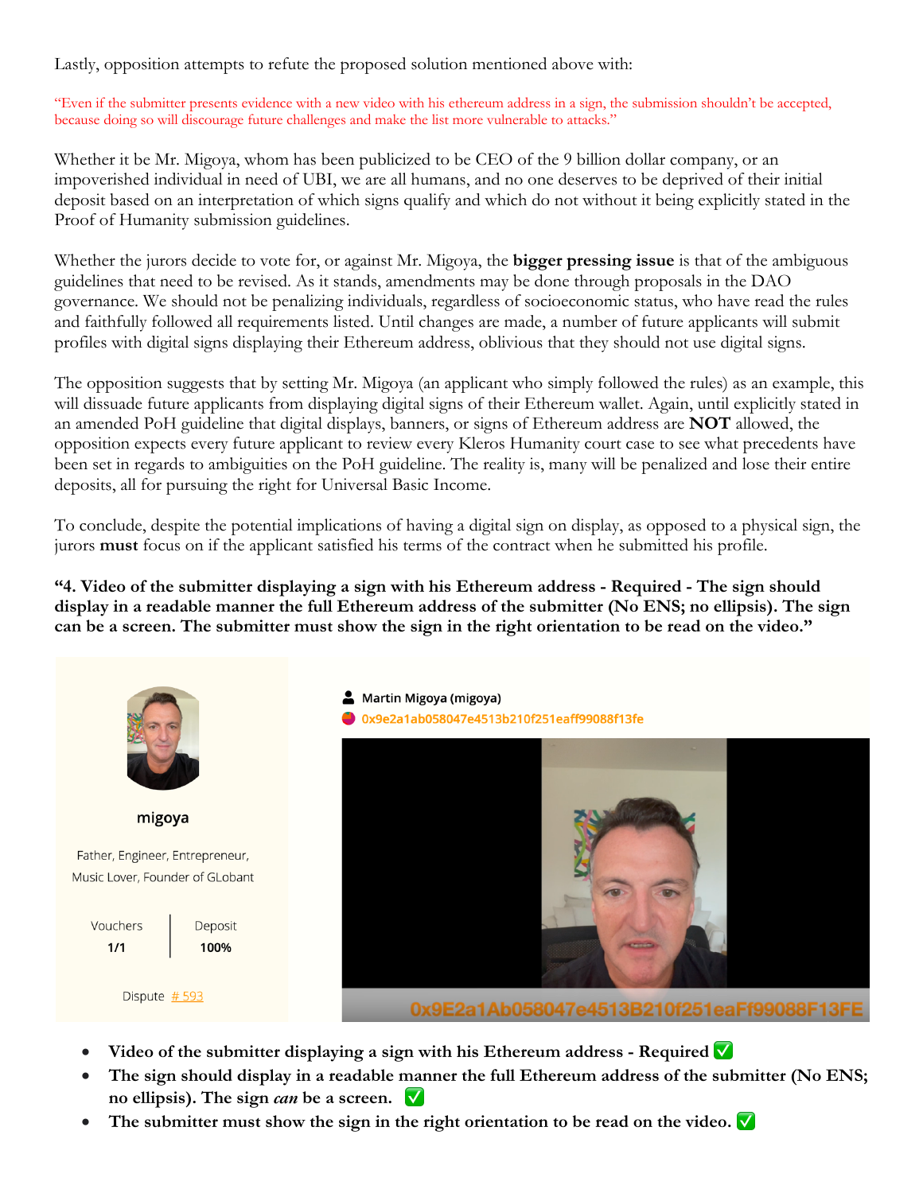Lastly, opposition attempts to refute the proposed solution mentioned above with:

"Even if the submitter presents evidence with a new video with his ethereum address in a sign, the submission shouldn't be accepted, because doing so will discourage future challenges and make the list more vulnerable to attacks."

Whether it be Mr. Migoya, whom has been publicized to be CEO of the 9 billion dollar company, or an impoverished individual in need of UBI, we are all humans, and no one deserves to be deprived of their initial deposit based on an interpretation of which signs qualify and which do not without it being explicitly stated in the Proof of Humanity submission guidelines.

Whether the jurors decide to vote for, or against Mr. Migoya, the **bigger pressing issue** is that of the ambiguous guidelines that need to be revised. As it stands, amendments may be done through proposals in the DAO governance. We should not be penalizing individuals, regardless of socioeconomic status, who have read the rules and faithfully followed all requirements listed. Until changes are made, a number of future applicants will submit profiles with digital signs displaying their Ethereum address, oblivious that they should not use digital signs.

The opposition suggests that by setting Mr. Migoya (an applicant who simply followed the rules) as an example, this will dissuade future applicants from displaying digital signs of their Ethereum wallet. Again, until explicitly stated in an amended PoH guideline that digital displays, banners, or signs of Ethereum address are **NOT** allowed, the opposition expects every future applicant to review every Kleros Humanity court case to see what precedents have been set in regards to ambiguities on the PoH guideline. The reality is, many will be penalized and lose their entire deposits, all for pursuing the right for Universal Basic Income.

To conclude, despite the potential implications of having a digital sign on display, as opposed to a physical sign, the jurors **must** focus on if the applicant satisfied his terms of the contract when he submitted his profile.

**"4. Video of the submitter displaying a sign with his Ethereum address - Required - The sign should display in a readable manner the full Ethereum address of the submitter (No ENS; no ellipsis). The sign can be a screen. The submitter must show the sign in the right orientation to be read on the video."**

migoya

Father, Engineer, Entrepreneur, Music Lover, Founder of GLobant

Vouchers 1/1

Deposit 100%

Dispute #593

Martin Migoya (migoya)

0x9e2a1ab058047e4513b210f251eaff99088f13fe

0x9E2a1Ab058047e4513B210f251eaFf99088F13FE

- **Video of the submitter displaying a sign with his Ethereum address - Required** ✅
- **The sign should display in a readable manner the full Ethereum address of the submitter (No ENS; no ellipsis). The sign *can* be a screen.** ✅
- **The submitter must show the sign in the right orientation to be read on the video.** ✅